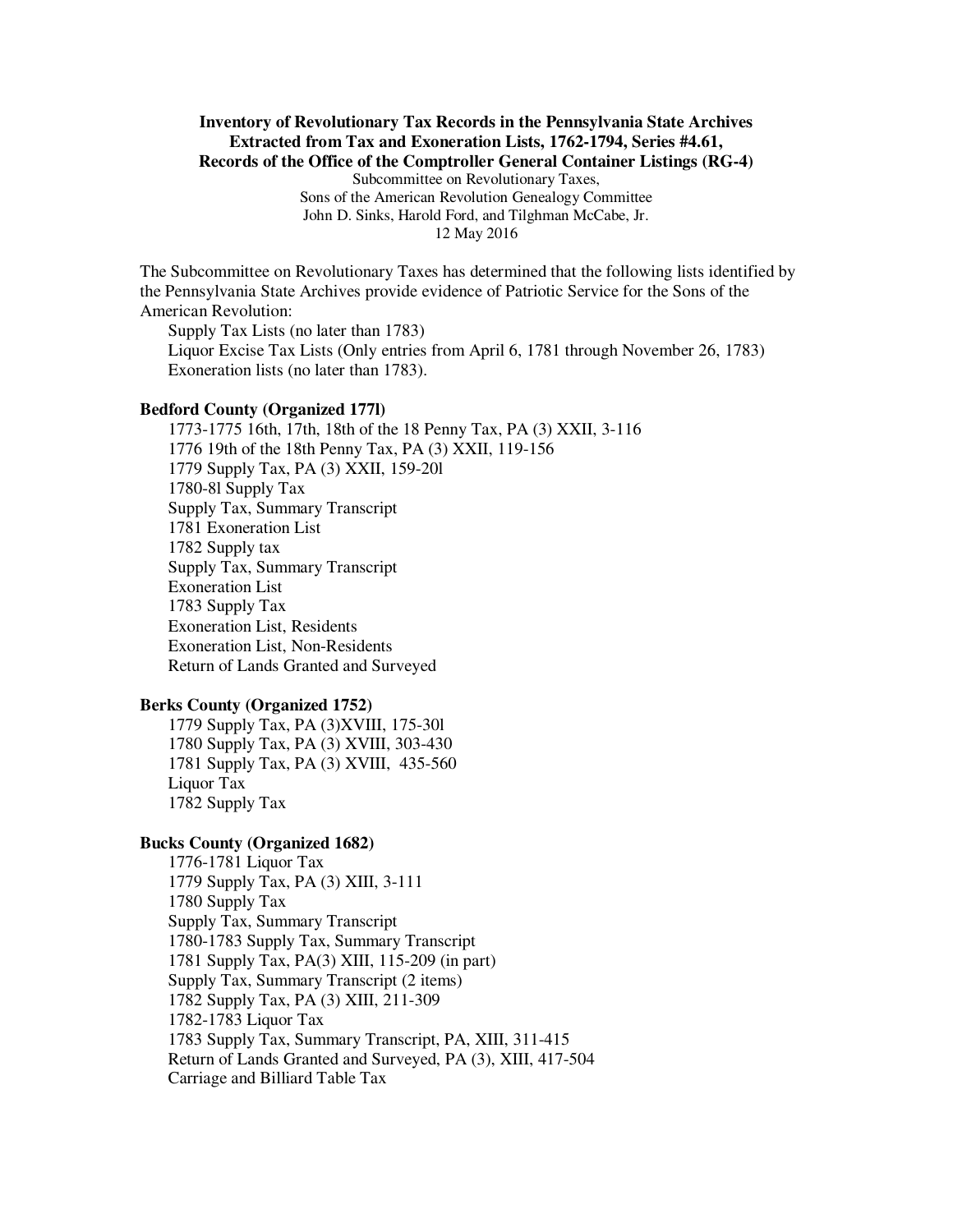**Inventory of Revolutionary Tax Records in the Pennsylvania State Archives**
**Extracted from Tax and Exoneration Lists, 1762-1794, Series #4.61,**
**Records of the Office of the Comptroller General Container Listings (RG-4)**

Subcommittee on Revolutionary Taxes,
Sons of the American Revolution Genealogy Committee
John D. Sinks, Harold Ford, and Tilghman McCabe, Jr.
12 May 2016

The Subcommittee on Revolutionary Taxes has determined that the following lists identified by the Pennsylvania State Archives provide evidence of Patriotic Service for the Sons of the American Revolution:

- Supply Tax Lists (no later than 1783)
- Liquor Excise Tax Lists (Only entries from April 6, 1781 through November 26, 1783)
- Exoneration lists (no later than 1783).

**Bedford County (Organized 177l)**

- 1773-1775 16th, 17th, 18th of the 18 Penny Tax, PA (3) XXII, 3-116
- 1776 19th of the 18th Penny Tax, PA (3) XXII, 119-156
- 1779 Supply Tax, PA (3) XXII, 159-20l
- 1780-8l Supply Tax
- Supply Tax, Summary Transcript
- 1781 Exoneration List
- 1782 Supply tax
- Supply Tax, Summary Transcript
- Exoneration List
- 1783 Supply Tax
- Exoneration List, Residents
- Exoneration List, Non-Residents
- Return of Lands Granted and Surveyed

**Berks County (Organized 1752)**

- 1779 Supply Tax, PA (3)XVIII, 175-30l
- 1780 Supply Tax, PA (3) XVIII, 303-430
- 1781 Supply Tax, PA (3) XVIII, 435-560
- Liquor Tax
- 1782 Supply Tax

**Bucks County (Organized 1682)**

- 1776-1781 Liquor Tax
- 1779 Supply Tax, PA (3) XIII, 3-111
- 1780 Supply Tax
- Supply Tax, Summary Transcript
- 1780-1783 Supply Tax, Summary Transcript
- 1781 Supply Tax, PA(3) XIII, 115-209 (in part)
- Supply Tax, Summary Transcript (2 items)
- 1782 Supply Tax, PA (3) XIII, 211-309
- 1782-1783 Liquor Tax
- 1783 Supply Tax, Summary Transcript, PA, XIII, 311-415
- Return of Lands Granted and Surveyed, PA (3), XIII, 417-504
- Carriage and Billiard Table Tax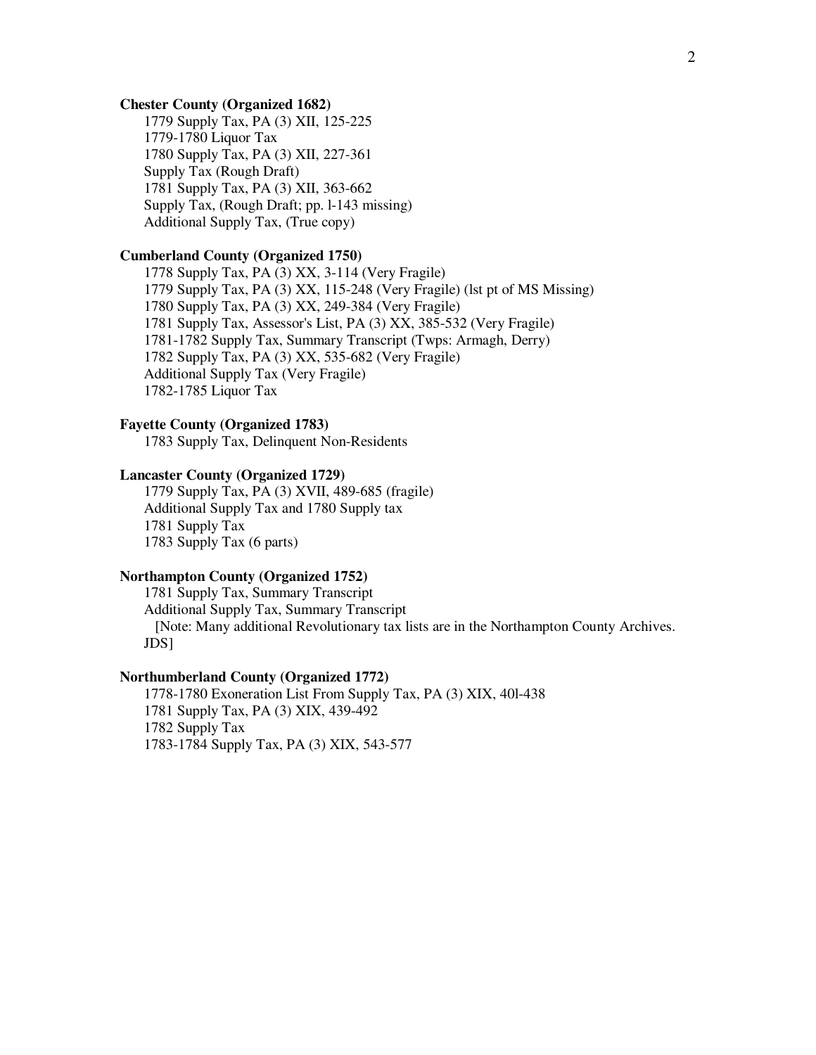**Chester County (Organized 1682)**

1779 Supply Tax, PA (3) XII, 125-225
1779-1780 Liquor Tax
1780 Supply Tax, PA (3) XII, 227-361
Supply Tax (Rough Draft)
1781 Supply Tax, PA (3) XII, 363-662
Supply Tax, (Rough Draft; pp. l-143 missing)
Additional Supply Tax, (True copy)

**Cumberland County (Organized 1750)**

1778 Supply Tax, PA (3) XX, 3-114 (Very Fragile)
1779 Supply Tax, PA (3) XX, 115-248 (Very Fragile) (lst pt of MS Missing)
1780 Supply Tax, PA (3) XX, 249-384 (Very Fragile)
1781 Supply Tax, Assessor's List, PA (3) XX, 385-532 (Very Fragile)
1781-1782 Supply Tax, Summary Transcript (Twps: Armagh, Derry)
1782 Supply Tax, PA (3) XX, 535-682 (Very Fragile)
Additional Supply Tax (Very Fragile)
1782-1785 Liquor Tax

**Fayette County (Organized 1783)**

1783 Supply Tax, Delinquent Non-Residents

**Lancaster County (Organized 1729)**

1779 Supply Tax, PA (3) XVII, 489-685 (fragile)
Additional Supply Tax and 1780 Supply tax
1781 Supply Tax
1783 Supply Tax (6 parts)

**Northampton County (Organized 1752)**

1781 Supply Tax, Summary Transcript
Additional Supply Tax, Summary Transcript
[Note: Many additional Revolutionary tax lists are in the Northampton County Archives. JDS]

**Northumberland County (Organized 1772)**

1778-1780 Exoneration List From Supply Tax, PA (3) XIX, 40l-438
1781 Supply Tax, PA (3) XIX, 439-492
1782 Supply Tax
1783-1784 Supply Tax, PA (3) XIX, 543-577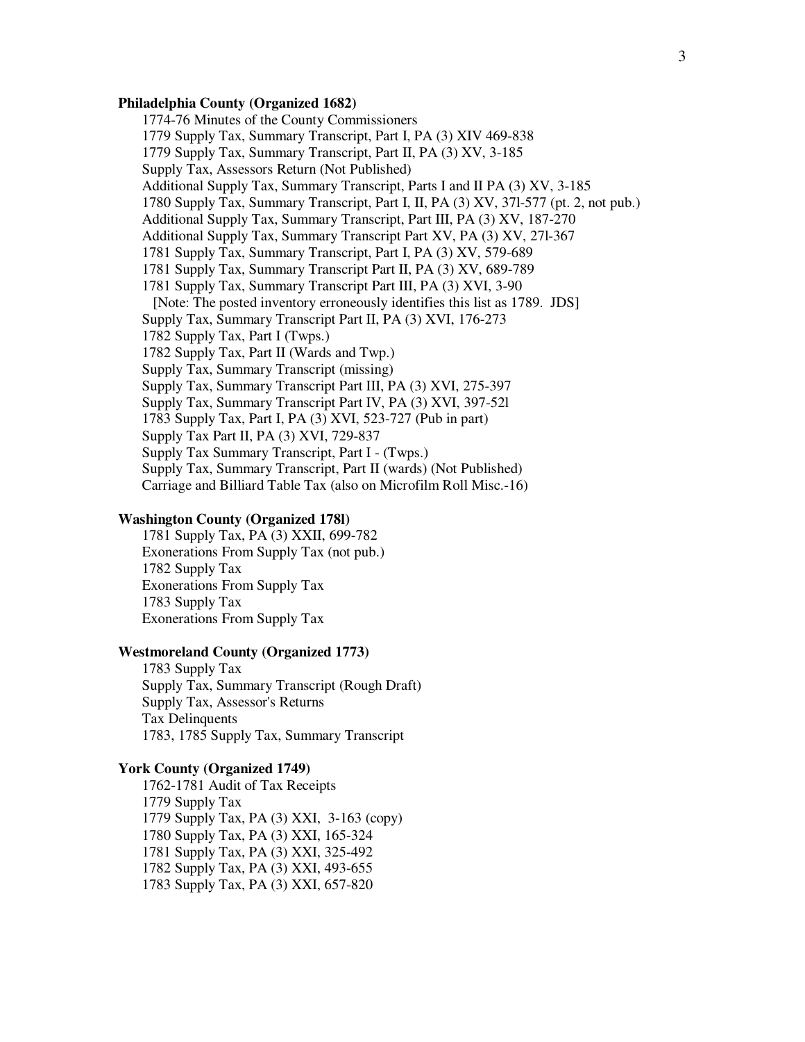**Philadelphia County (Organized 1682)**

1774-76 Minutes of the County Commissioners
1779 Supply Tax, Summary Transcript, Part I, PA (3) XIV 469-838
1779 Supply Tax, Summary Transcript, Part II, PA (3) XV, 3-185
Supply Tax, Assessors Return (Not Published)
Additional Supply Tax, Summary Transcript, Parts I and II PA (3) XV, 3-185
1780 Supply Tax, Summary Transcript, Part I, II, PA (3) XV, 37l-577 (pt. 2, not pub.)
Additional Supply Tax, Summary Transcript, Part III, PA (3) XV, 187-270
Additional Supply Tax, Summary Transcript Part XV, PA (3) XV, 27l-367
1781 Supply Tax, Summary Transcript, Part I, PA (3) XV, 579-689
1781 Supply Tax, Summary Transcript Part II, PA (3) XV, 689-789
1781 Supply Tax, Summary Transcript Part III, PA (3) XVI, 3-90
[Note: The posted inventory erroneously identifies this list as 1789. JDS]
Supply Tax, Summary Transcript Part II, PA (3) XVI, 176-273
1782 Supply Tax, Part I (Twps.)
1782 Supply Tax, Part II (Wards and Twp.)
Supply Tax, Summary Transcript (missing)
Supply Tax, Summary Transcript Part III, PA (3) XVI, 275-397
Supply Tax, Summary Transcript Part IV, PA (3) XVI, 397-52l
1783 Supply Tax, Part I, PA (3) XVI, 523-727 (Pub in part)
Supply Tax Part II, PA (3) XVI, 729-837
Supply Tax Summary Transcript, Part I - (Twps.)
Supply Tax, Summary Transcript, Part II (wards) (Not Published)
Carriage and Billiard Table Tax (also on Microfilm Roll Misc.-16)

**Washington County (Organized 178l)**

1781 Supply Tax, PA (3) XXII, 699-782
Exonerations From Supply Tax (not pub.)
1782 Supply Tax
Exonerations From Supply Tax
1783 Supply Tax
Exonerations From Supply Tax

**Westmoreland County (Organized 1773)**

1783 Supply Tax
Supply Tax, Summary Transcript (Rough Draft)
Supply Tax, Assessor's Returns
Tax Delinquents
1783, 1785 Supply Tax, Summary Transcript

**York County (Organized 1749)**

1762-1781 Audit of Tax Receipts
1779 Supply Tax
1779 Supply Tax, PA (3) XXI, 3-163 (copy)
1780 Supply Tax, PA (3) XXI, 165-324
1781 Supply Tax, PA (3) XXI, 325-492
1782 Supply Tax, PA (3) XXI, 493-655
1783 Supply Tax, PA (3) XXI, 657-820